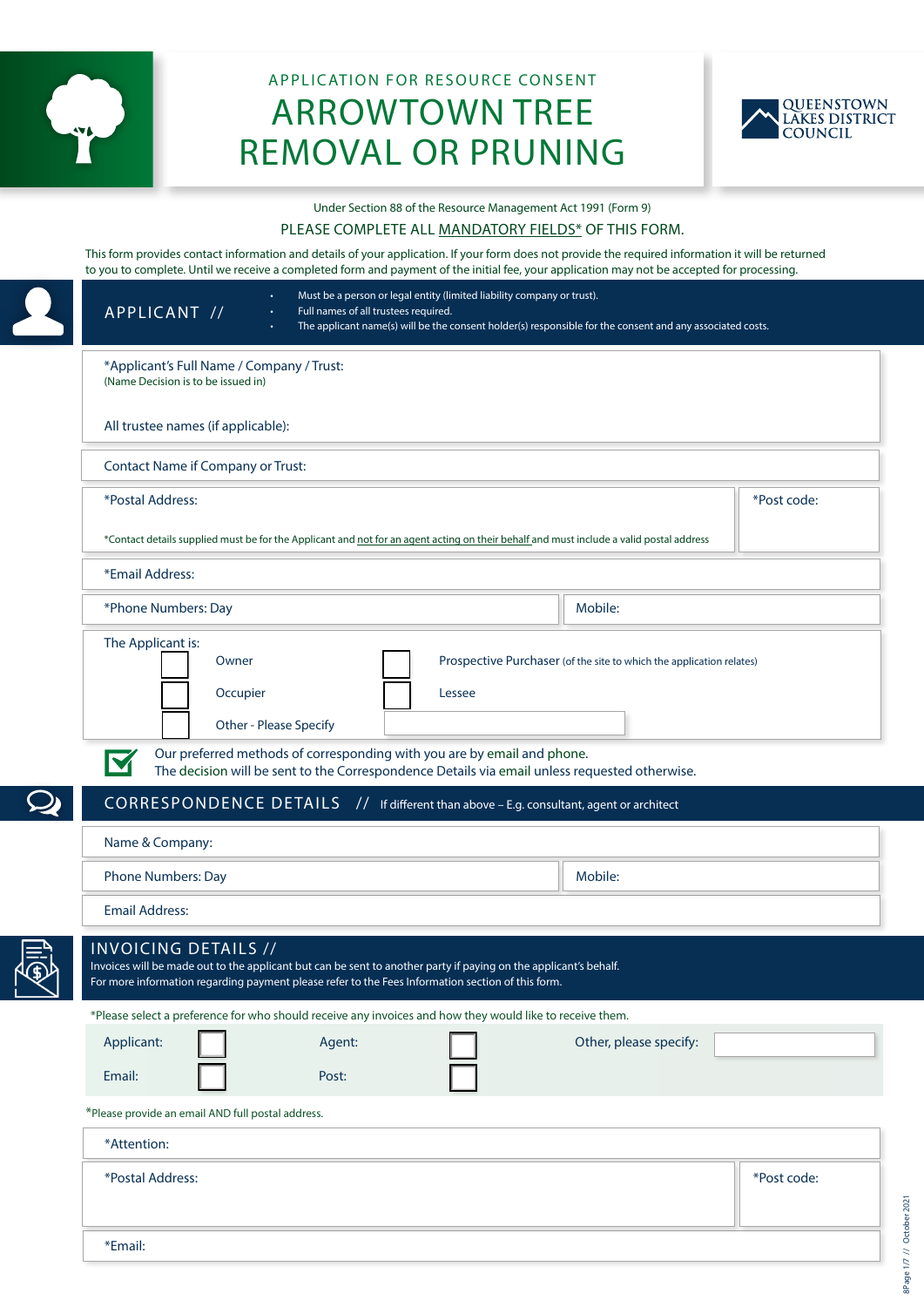APPLICATION FOR RESOURCE CONSENT

# ARROWTOWN TREE REMOVAL OR PRUNING

QUEENSTOWN LAKES DISTRICT COUNCIL

Under Section 88 of the Resource Management Act 1991 (Form 9)

PLEASE COMPLETE ALL MANDATORY FIELDS* OF THIS FORM.

This form provides contact information and details of your application. If your form does not provide the required information it will be returned to you to complete. Until we receive a completed form and payment of the initial fee, your application may not be accepted for processing.

## APPLICANT //

- Must be a person or legal entity (limited liability company or trust).
- Full names of all trustees required.
- The applicant name(s) will be the consent holder(s) responsible for the consent and any associated costs.

*Applicant's Full Name / Company / Trust:
(Name Decision is to be issued in)

All trustee names (if applicable):

Contact Name if Company or Trust:

*Postal Address:

*Post code:

*Contact details supplied must be for the Applicant and not for an agent acting on their behalf and must include a valid postal address

*Email Address:

*Phone Numbers: Day

Mobile:

The Applicant is:

- ☐ Owner
- ☐ Prospective Purchaser (of the site to which the application relates)
- ☐ Occupier
- ☐ Lessee
- ☐ Other - Please Specify

☑ Our preferred methods of corresponding with you are by email and phone.
The decision will be sent to the Correspondence Details via email unless requested otherwise.

## CORRESPONDENCE DETAILS // If different than above – E.g. consultant, agent or architect

Name & Company:

Phone Numbers: Day

Mobile:

Email Address:

## INVOICING DETAILS //

Invoices will be made out to the applicant but can be sent to another party if paying on the applicant's behalf.
For more information regarding payment please refer to the Fees Information section of this form.

*Please select a preference for who should receive any invoices and how they would like to receive them.

- Applicant: ☐
- Agent: ☐
- Other, please specify:
- Email: ☐
- Post: ☐

*Please provide an email AND full postal address.

*Attention:

*Postal Address:

*Post code:

*Email: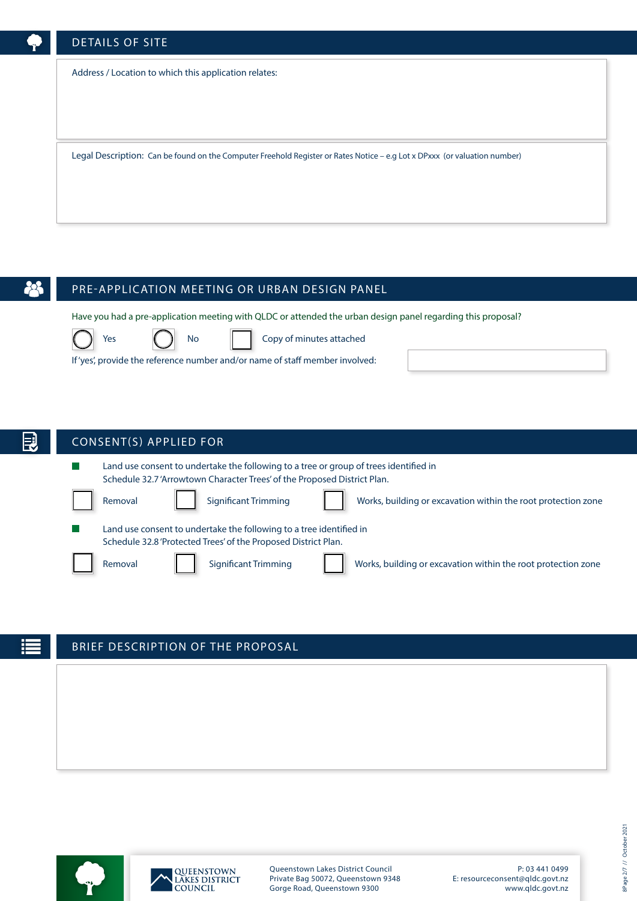## DETAILS OF SITE

Address / Location to which this application relates:

Legal Description: Can be found on the Computer Freehold Register or Rates Notice – e.g Lot x DPxxx (or valuation number)

## PRE-APPLICATION MEETING OR URBAN DESIGN PANEL

Have you had a pre-application meeting with QLDC or attended the urban design panel regarding this proposal?

- ○ Yes
- ○ No
- ☐ Copy of minutes attached

If 'yes', provide the reference number and/or name of staff member involved:

## CONSENT(S) APPLIED FOR

- Land use consent to undertake the following to a tree or group of trees identified in Schedule 32.7 'Arrowtown Character Trees' of the Proposed District Plan.

  - ☐ Removal
  - ☐ Significant Trimming
  - ☐ Works, building or excavation within the root protection zone

- Land use consent to undertake the following to a tree identified in Schedule 32.8 'Protected Trees' of the Proposed District Plan.

  - ☐ Removal
  - ☐ Significant Trimming
  - ☐ Works, building or excavation within the root protection zone

## BRIEF DESCRIPTION OF THE PROPOSAL

QUEENSTOWN LAKES DISTRICT COUNCIL

Queenstown Lakes District Council
Private Bag 50072, Queenstown 9348
Gorge Road, Queenstown 9300

P: 03 441 0499
E: resourceconsent@qldc.govt.nz
www.qldc.govt.nz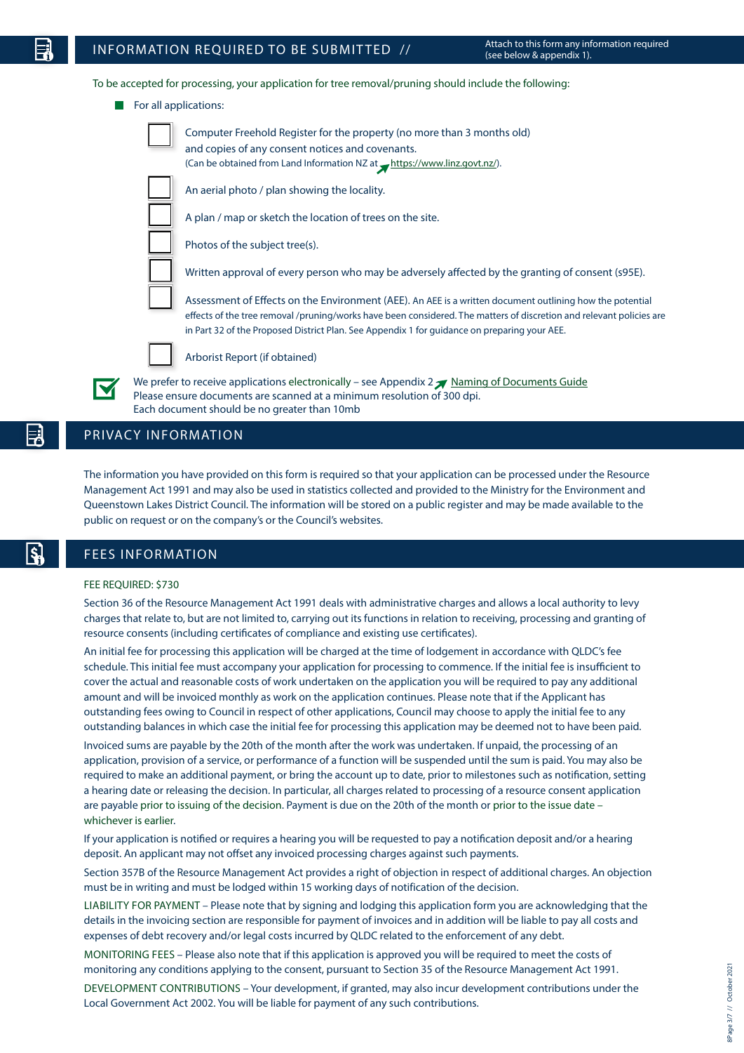## INFORMATION REQUIRED TO BE SUBMITTED //

Attach to this form any information required (see below & appendix 1).

To be accepted for processing, your application for tree removal/pruning should include the following:

- For all applications:
  - [ ] Computer Freehold Register for the property (no more than 3 months old) and copies of any consent notices and covenants. (Can be obtained from Land Information NZ at https://www.linz.govt.nz/).
  - [ ] An aerial photo / plan showing the locality.
  - [ ] A plan / map or sketch the location of trees on the site.
  - [ ] Photos of the subject tree(s).
  - [ ] Written approval of every person who may be adversely affected by the granting of consent (s95E).
  - [ ] Assessment of Effects on the Environment (AEE). An AEE is a written document outlining how the potential effects of the tree removal /pruning/works have been considered. The matters of discretion and relevant policies are in Part 32 of the Proposed District Plan. See Appendix 1 for guidance on preparing your AEE.
  - [ ] Arborist Report (if obtained)

We prefer to receive applications electronically – see Appendix 2 Naming of Documents Guide
Please ensure documents are scanned at a minimum resolution of 300 dpi.
Each document should be no greater than 10mb

## PRIVACY INFORMATION

The information you have provided on this form is required so that your application can be processed under the Resource Management Act 1991 and may also be used in statistics collected and provided to the Ministry for the Environment and Queenstown Lakes District Council. The information will be stored on a public register and may be made available to the public on request or on the company's or the Council's websites.

## FEES INFORMATION

FEE REQUIRED: $730

Section 36 of the Resource Management Act 1991 deals with administrative charges and allows a local authority to levy charges that relate to, but are not limited to, carrying out its functions in relation to receiving, processing and granting of resource consents (including certificates of compliance and existing use certificates).

An initial fee for processing this application will be charged at the time of lodgement in accordance with QLDC's fee schedule. This initial fee must accompany your application for processing to commence. If the initial fee is insufficient to cover the actual and reasonable costs of work undertaken on the application you will be required to pay any additional amount and will be invoiced monthly as work on the application continues. Please note that if the Applicant has outstanding fees owing to Council in respect of other applications, Council may choose to apply the initial fee to any outstanding balances in which case the initial fee for processing this application may be deemed not to have been paid.

Invoiced sums are payable by the 20th of the month after the work was undertaken. If unpaid, the processing of an application, provision of a service, or performance of a function will be suspended until the sum is paid. You may also be required to make an additional payment, or bring the account up to date, prior to milestones such as notification, setting a hearing date or releasing the decision. In particular, all charges related to processing of a resource consent application are payable prior to issuing of the decision. Payment is due on the 20th of the month or prior to the issue date – whichever is earlier.

If your application is notified or requires a hearing you will be requested to pay a notification deposit and/or a hearing deposit. An applicant may not offset any invoiced processing charges against such payments.

Section 357B of the Resource Management Act provides a right of objection in respect of additional charges. An objection must be in writing and must be lodged within 15 working days of notification of the decision.

LIABILITY FOR PAYMENT – Please note that by signing and lodging this application form you are acknowledging that the details in the invoicing section are responsible for payment of invoices and in addition will be liable to pay all costs and expenses of debt recovery and/or legal costs incurred by QLDC related to the enforcement of any debt.

MONITORING FEES – Please also note that if this application is approved you will be required to meet the costs of monitoring any conditions applying to the consent, pursuant to Section 35 of the Resource Management Act 1991.

DEVELOPMENT CONTRIBUTIONS – Your development, if granted, may also incur development contributions under the Local Government Act 2002. You will be liable for payment of any such contributions.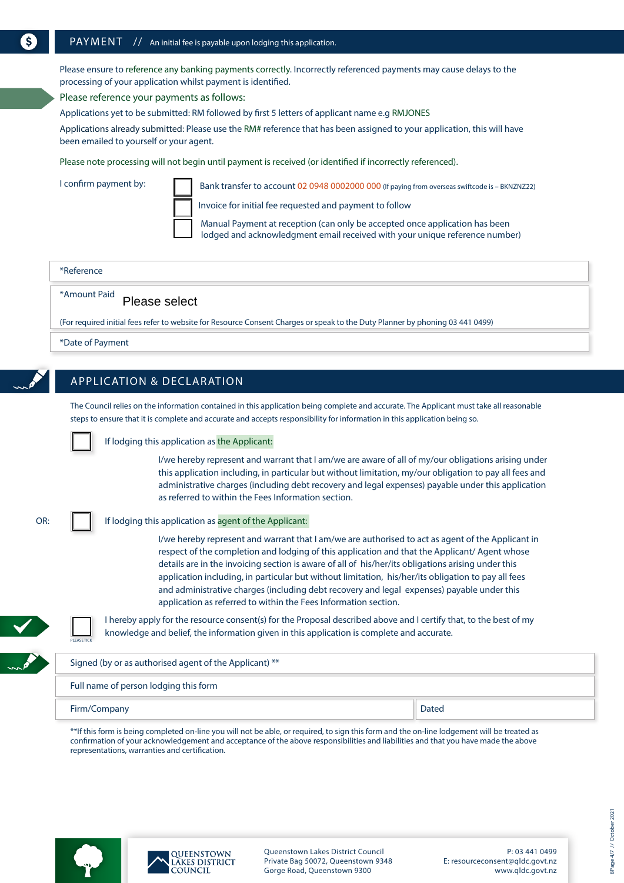## PAYMENT // An initial fee is payable upon lodging this application.

Please ensure to reference any banking payments correctly. Incorrectly referenced payments may cause delays to the processing of your application whilst payment is identified.

Please reference your payments as follows:

Applications yet to be submitted: RM followed by first 5 letters of applicant name e.g RMJONES

Applications already submitted: Please use the RM# reference that has been assigned to your application, this will have been emailed to yourself or your agent.

Please note processing will not begin until payment is received (or identified if incorrectly referenced).

I confirm payment by:

- ☐ Bank transfer to account 02 0948 0002000 000 (If paying from overseas swiftcode is – BKNZNZ22)
- ☐ Invoice for initial fee requested and payment to follow
- ☐ Manual Payment at reception (can only be accepted once application has been lodged and acknowledgment email received with your unique reference number)

*Reference

*Amount Paid Please select

(For required initial fees refer to website for Resource Consent Charges or speak to the Duty Planner by phoning 03 441 0499)

*Date of Payment

## APPLICATION & DECLARATION

The Council relies on the information contained in this application being complete and accurate. The Applicant must take all reasonable steps to ensure that it is complete and accurate and accepts responsibility for information in this application being so.

☐ If lodging this application as the Applicant:

I/we hereby represent and warrant that I am/we are aware of all of my/our obligations arising under this application including, in particular but without limitation, my/our obligation to pay all fees and administrative charges (including debt recovery and legal expenses) payable under this application as referred to within the Fees Information section.

OR: ☐ If lodging this application as agent of the Applicant:

I/we hereby represent and warrant that I am/we are authorised to act as agent of the Applicant in respect of the completion and lodging of this application and that the Applicant/ Agent whose details are in the invoicing section is aware of all of his/her/its obligations arising under this application including, in particular but without limitation, his/her/its obligation to pay all fees and administrative charges (including debt recovery and legal expenses) payable under this application as referred to within the Fees Information section.

☐ PLEASE TICK — I hereby apply for the resource consent(s) for the Proposal described above and I certify that, to the best of my knowledge and belief, the information given in this application is complete and accurate.

Signed (by or as authorised agent of the Applicant) **

Full name of person lodging this form

Firm/Company | Dated

**If this form is being completed on-line you will not be able, or required, to sign this form and the on-line lodgement will be treated as confirmation of your acknowledgement and acceptance of the above responsibilities and liabilities and that you have made the above representations, warranties and certification.

QUEENSTOWN LAKES DISTRICT COUNCIL

Queenstown Lakes District Council
Private Bag 50072, Queenstown 9348
Gorge Road, Queenstown 9300

P: 03 441 0499
E: resourceconsent@qldc.govt.nz
www.qldc.govt.nz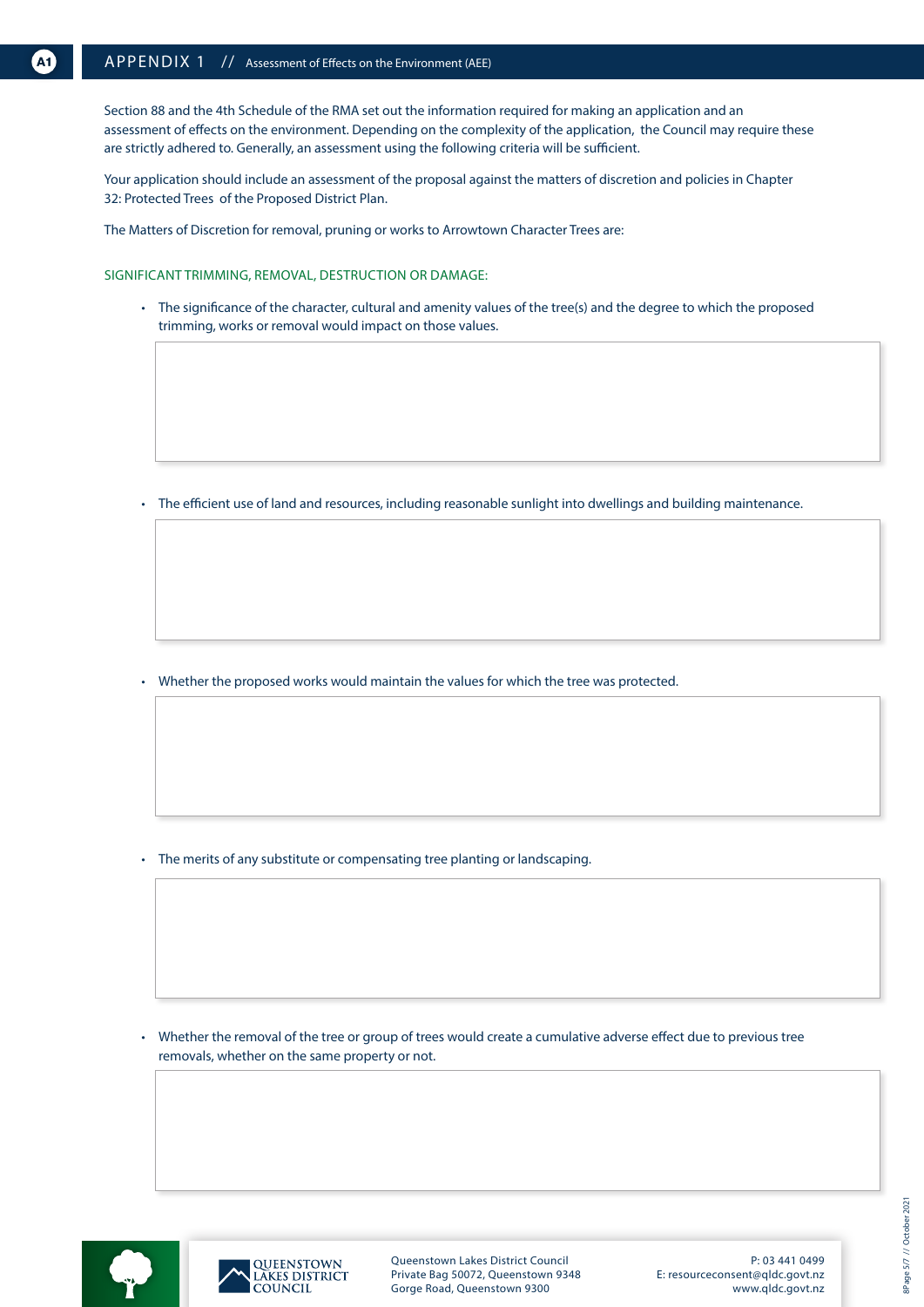## APPENDIX 1 // Assessment of Effects on the Environment (AEE)

Section 88 and the 4th Schedule of the RMA set out the information required for making an application and an assessment of effects on the environment. Depending on the complexity of the application, the Council may require these are strictly adhered to. Generally, an assessment using the following criteria will be sufficient.

Your application should include an assessment of the proposal against the matters of discretion and policies in Chapter 32: Protected Trees of the Proposed District Plan.

The Matters of Discretion for removal, pruning or works to Arrowtown Character Trees are:

### SIGNIFICANT TRIMMING, REMOVAL, DESTRUCTION OR DAMAGE:

- The significance of the character, cultural and amenity values of the tree(s) and the degree to which the proposed trimming, works or removal would impact on those values.

- The efficient use of land and resources, including reasonable sunlight into dwellings and building maintenance.

- Whether the proposed works would maintain the values for which the tree was protected.

- The merits of any substitute or compensating tree planting or landscaping.

- Whether the removal of the tree or group of trees would create a cumulative adverse effect due to previous tree removals, whether on the same property or not.

Queenstown Lakes District Council
Private Bag 50072, Queenstown 9348
Gorge Road, Queenstown 9300

P: 03 441 0499
E: resourceconsent@qldc.govt.nz
www.qldc.govt.nz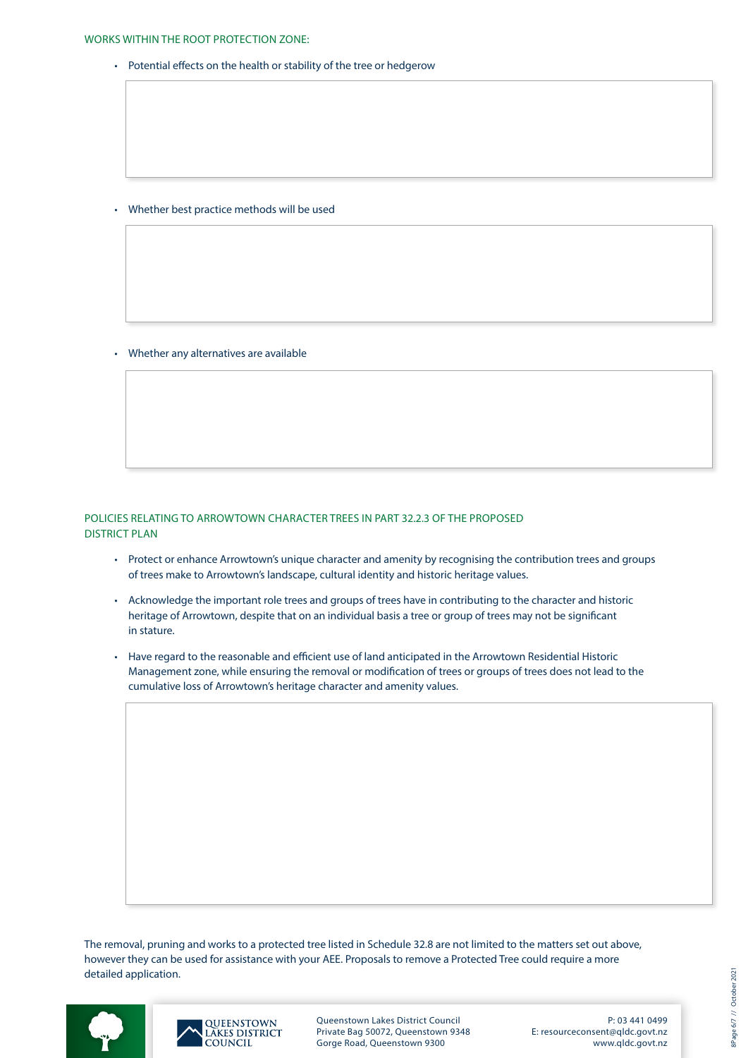## WORKS WITHIN THE ROOT PROTECTION ZONE:

- Potential effects on the health or stability of the tree or hedgerow

- Whether best practice methods will be used

- Whether any alternatives are available

## POLICIES RELATING TO ARROWTOWN CHARACTER TREES IN PART 32.2.3 OF THE PROPOSED DISTRICT PLAN

- Protect or enhance Arrowtown's unique character and amenity by recognising the contribution trees and groups of trees make to Arrowtown's landscape, cultural identity and historic heritage values.
- Acknowledge the important role trees and groups of trees have in contributing to the character and historic heritage of Arrowtown, despite that on an individual basis a tree or group of trees may not be significant in stature.
- Have regard to the reasonable and efficient use of land anticipated in the Arrowtown Residential Historic Management zone, while ensuring the removal or modification of trees or groups of trees does not lead to the cumulative loss of Arrowtown's heritage character and amenity values.

The removal, pruning and works to a protected tree listed in Schedule 32.8 are not limited to the matters set out above, however they can be used for assistance with your AEE. Proposals to remove a Protected Tree could require a more detailed application.

QUEENSTOWN LAKES DISTRICT COUNCIL

Queenstown Lakes District Council
Private Bag 50072, Queenstown 9348
Gorge Road, Queenstown 9300

P: 03 441 0499
E: resourceconsent@qldc.govt.nz
www.qldc.govt.nz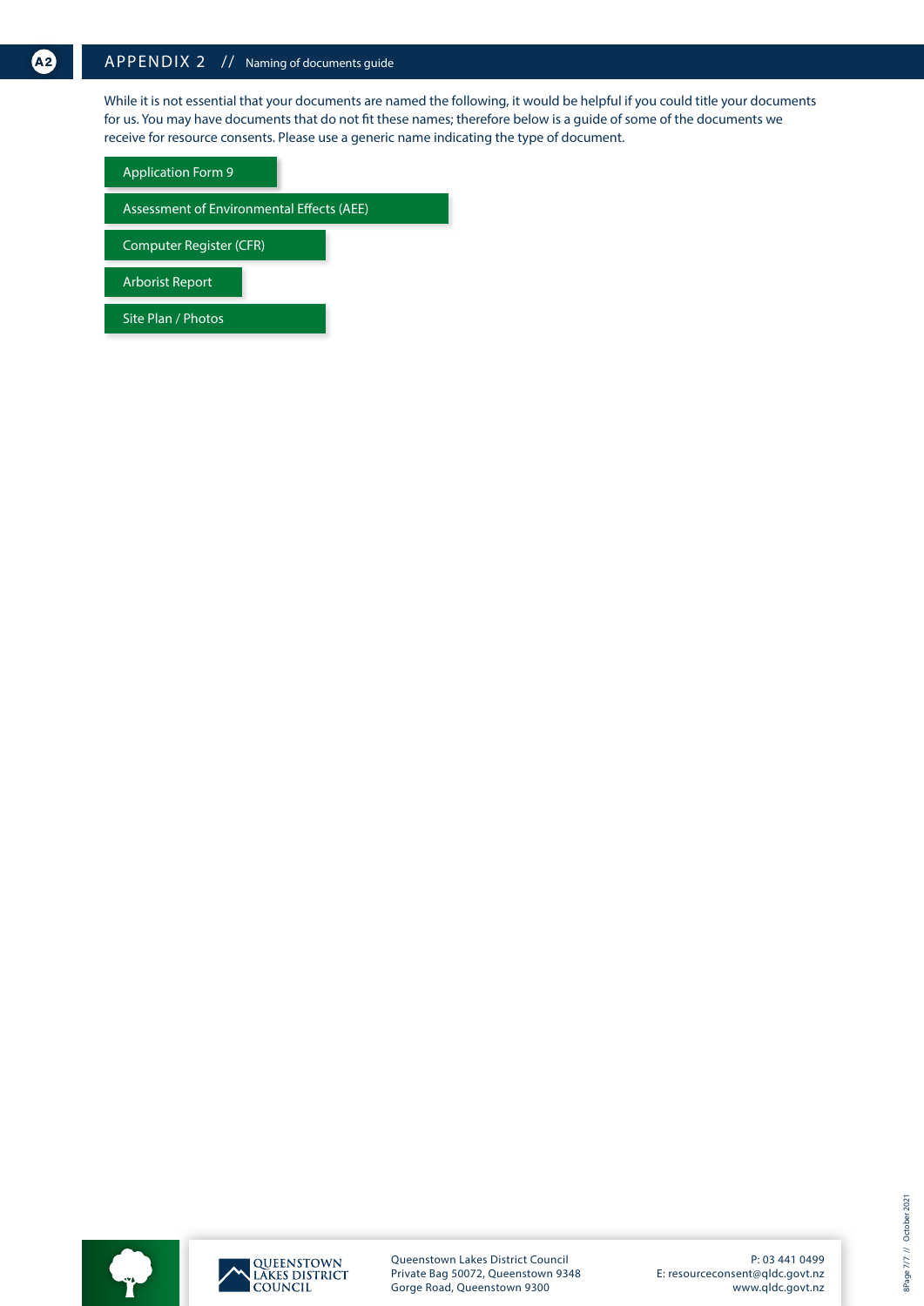## APPENDIX 2 // Naming of documents guide

While it is not essential that your documents are named the following, it would be helpful if you could title your documents for us. You may have documents that do not fit these names; therefore below is a guide of some of the documents we receive for resource consents. Please use a generic name indicating the type of document.

- Application Form 9
- Assessment of Environmental Effects (AEE)
- Computer Register (CFR)
- Arborist Report
- Site Plan / Photos

Queenstown Lakes District Council
Private Bag 50072, Queenstown 9348
Gorge Road, Queenstown 9300

P: 03 441 0499
E: resourceconsent@qldc.govt.nz
www.qldc.govt.nz